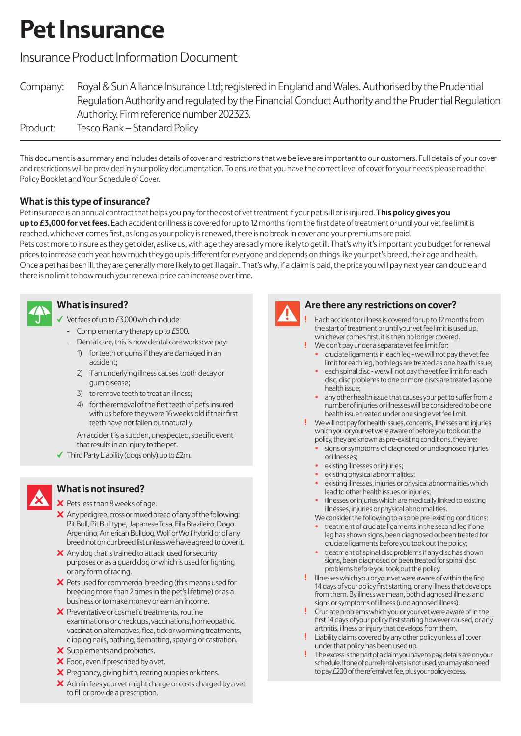# Pet Insurance

## Insurance Product Information Document

Company: Royal & Sun Alliance Insurance Ltd; registered in England and Wales. Authorised by the Prudential Regulation Authority and regulated by the Financial Conduct Authority and the Prudential Regulation Authority. Firm reference number 202323.

Product: Tesco Bank – Standard Policy

This document is a summary and includes details of cover and restrictions that we believe are important to our customers. Full details of your cover and restrictions will be provided in your policy documentation. To ensure that you have the correct level of cover for your needs please read the Policy Booklet and Your Schedule of Cover.

### What is this type of insurance?

Pet insurance is an annual contract that helps you pay for the cost of vet treatment if your pet is ill or is injured. **This policy gives you up to £3,000 for vet fees.** Each accident or illness is covered for up to 12 months from the first date of treatment or until your vet fee limit is reached, whichever comes first, as long as your policy is renewed, there is no break in cover and your premiums are paid.

Pets cost more to insure as they get older, as like us, with age they are sadly more likely to get ill. That's why it's important you budget for renewal prices to increase each year, how much they go up is different for everyone and depends on things like your pet's breed, their age and health. Once a pet has been ill, they are generally more likely to get ill again. That's why, if a claim is paid, the price you will pay next year can double and there is no limit to how much your renewal price can increase over time.

### What is insured?

- ✓ Vet fees of up to £3,000 which include:
  - Complementary therapy up to £500.
  - Dental care, this is how dental care works: we pay:
    1) for teeth or gums if they are damaged in an accident;
    2) if an underlying illness causes tooth decay or gum disease;
    3) to remove teeth to treat an illness;
    4) for the removal of the first teeth of pet's insured with us before they were 16 weeks old if their first teeth have not fallen out naturally.

    An accident is a sudden, unexpected, specific event that results in an injury to the pet.
- ✓ Third Party Liability (dogs only) up to £2m.

### What is not insured?

- ✗ Pets less than 8 weeks of age.
- ✗ Any pedigree, cross or mixed breed of any of the following: Pit Bull, Pit Bull type, Japanese Tosa, Fila Brazileiro, Dogo Argentino, American Bulldog, Wolf or Wolf hybrid or of any breed not on our breed list unless we have agreed to cover it.
- ✗ Any dog that is trained to attack, used for security purposes or as a guard dog or which is used for fighting or any form of racing.
- ✗ Pets used for commercial breeding (this means used for breeding more than 2 times in the pet's lifetime) or as a business or to make money or earn an income.
- ✗ Preventative or cosmetic treatments, routine examinations or check ups, vaccinations, homeopathic vaccination alternatives, flea, tick or worming treatments, clipping nails, bathing, dematting, spaying or castration.
- ✗ Supplements and probiotics.
- ✗ Food, even if prescribed by a vet.
- ✗ Pregnancy, giving birth, rearing puppies or kittens.
- ✗ Admin fees your vet might charge or costs charged by a vet to fill or provide a prescription.

### Are there any restrictions on cover?

- ! Each accident or illness is covered for up to 12 months from the start of treatment or until your vet fee limit is used up, whichever comes first, it is then no longer covered.
- ! We don't pay under a separate vet fee limit for:
  - cruciate ligaments in each leg - we will not pay the vet fee limit for each leg, both legs are treated as one health issue;
  - each spinal disc - we will not pay the vet fee limit for each disc, disc problems to one or more discs are treated as one health issue;
  - any other health issue that causes your pet to suffer from a number of injuries or illnesses will be considered to be one health issue treated under one single vet fee limit.
- ! We will not pay for health issues, concerns, illnesses and injuries which you or your vet were aware of before you took out the policy, they are known as pre-existing conditions, they are:
  - signs or symptoms of diagnosed or undiagnosed injuries or illnesses;
  - existing illnesses or injuries;
  - existing physical abnormalities;
  - existing illnesses, injuries or physical abnormalities which lead to other health issues or injuries;
  - illnesses or injuries which are medically linked to existing illnesses, injuries or physical abnormalities.

  We consider the following to also be pre-existing conditions:
  - treatment of cruciate ligaments in the second leg if one leg has shown signs, been diagnosed or been treated for cruciate ligaments before you took out the policy;
  - treatment of spinal disc problems if any disc has shown signs, been diagnosed or been treated for spinal disc problems before you took out the policy.
- ! Illnesses which you or your vet were aware of within the first 14 days of your policy first starting, or any illness that develops from them. By illness we mean, both diagnosed illness and signs or symptoms of illness (undiagnosed illness).
- ! Cruciate problems which you or your vet were aware of in the first 14 days of your policy first starting however caused, or any arthritis, illness or injury that develops from them.
- ! Liability claims covered by any other policy unless all cover under that policy has been used up.
- ! The excess is the part of a claim you have to pay, details are on your schedule. If one of our referral vets is not used, you may also need to pay £200 of the referral vet fee, plus your policy excess.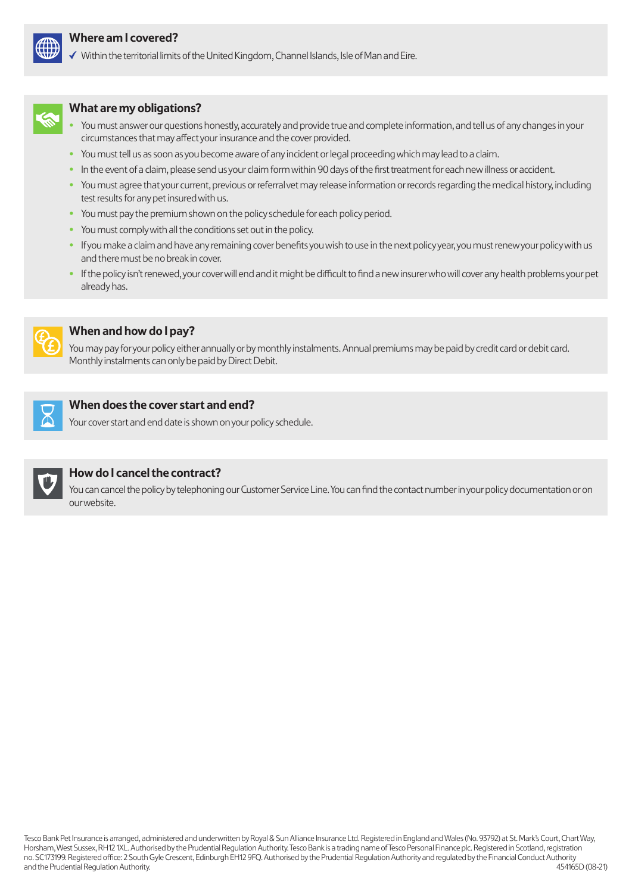## Where am I covered?

✓ Within the territorial limits of the United Kingdom, Channel Islands, Isle of Man and Eire.

## What are my obligations?

- You must answer our questions honestly, accurately and provide true and complete information, and tell us of any changes in your circumstances that may affect your insurance and the cover provided.
- You must tell us as soon as you become aware of any incident or legal proceeding which may lead to a claim.
- In the event of a claim, please send us your claim form within 90 days of the first treatment for each new illness or accident.
- You must agree that your current, previous or referral vet may release information or records regarding the medical history, including test results for any pet insured with us.
- You must pay the premium shown on the policy schedule for each policy period.
- You must comply with all the conditions set out in the policy.
- If you make a claim and have any remaining cover benefits you wish to use in the next policy year, you must renew your policy with us and there must be no break in cover.
- If the policy isn't renewed, your cover will end and it might be difficult to find a new insurer who will cover any health problems your pet already has.

## When and how do I pay?

You may pay for your policy either annually or by monthly instalments. Annual premiums may be paid by credit card or debit card. Monthly instalments can only be paid by Direct Debit.

## When does the cover start and end?

Your cover start and end date is shown on your policy schedule.

## How do I cancel the contract?

You can cancel the policy by telephoning our Customer Service Line. You can find the contact number in your policy documentation or on our website.

Tesco Bank Pet Insurance is arranged, administered and underwritten by Royal & Sun Alliance Insurance Ltd. Registered in England and Wales (No. 93792) at St. Mark's Court, Chart Way, Horsham, West Sussex, RH12 1XL. Authorised by the Prudential Regulation Authority. Tesco Bank is a trading name of Tesco Personal Finance plc. Registered in Scotland, registration no. SC173199. Registered office: 2 South Gyle Crescent, Edinburgh EH12 9FQ. Authorised by the Prudential Regulation Authority and regulated by the Financial Conduct Authority and the Prudential Regulation Authority.

454165D (08-21)